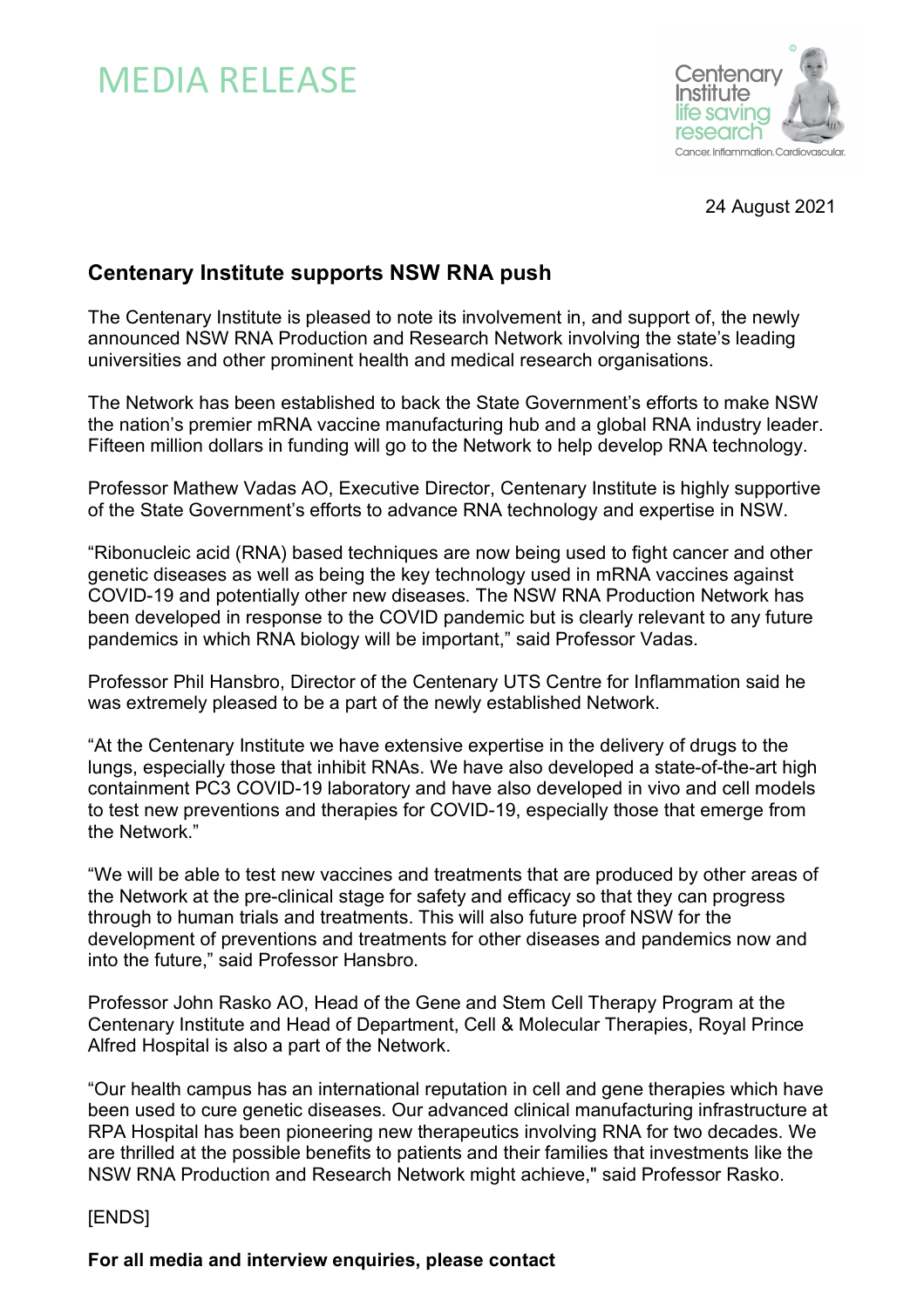# MEDIA RELEASE

24 August 2021

## Centenary Institute supports NSW RNA push

The Centenary Institute is pleased to note its involvement in, and support of, the newly announced NSW RNA Production and Research Network involving the state's leading universities and other prominent health and medical research organisations.

The Network has been established to back the State Government's efforts to make NSW the nation's premier mRNA vaccine manufacturing hub and a global RNA industry leader. Fifteen million dollars in funding will go to the Network to help develop RNA technology.

Professor Mathew Vadas AO, Executive Director, Centenary Institute is highly supportive of the State Government's efforts to advance RNA technology and expertise in NSW.

"Ribonucleic acid (RNA) based techniques are now being used to fight cancer and other genetic diseases as well as being the key technology used in mRNA vaccines against COVID-19 and potentially other new diseases. The NSW RNA Production Network has been developed in response to the COVID pandemic but is clearly relevant to any future pandemics in which RNA biology will be important," said Professor Vadas.

Professor Phil Hansbro, Director of the Centenary UTS Centre for Inflammation said he was extremely pleased to be a part of the newly established Network.

"At the Centenary Institute we have extensive expertise in the delivery of drugs to the lungs, especially those that inhibit RNAs. We have also developed a state-of-the-art high containment PC3 COVID-19 laboratory and have also developed in vivo and cell models to test new preventions and therapies for COVID-19, especially those that emerge from the Network."

"We will be able to test new vaccines and treatments that are produced by other areas of the Network at the pre-clinical stage for safety and efficacy so that they can progress through to human trials and treatments. This will also future proof NSW for the development of preventions and treatments for other diseases and pandemics now and into the future," said Professor Hansbro.

Professor John Rasko AO, Head of the Gene and Stem Cell Therapy Program at the Centenary Institute and Head of Department, Cell & Molecular Therapies, Royal Prince Alfred Hospital is also a part of the Network.

"Our health campus has an international reputation in cell and gene therapies which have been used to cure genetic diseases. Our advanced clinical manufacturing infrastructure at RPA Hospital has been pioneering new therapeutics involving RNA for two decades. We are thrilled at the possible benefits to patients and their families that investments like the NSW RNA Production and Research Network might achieve," said Professor Rasko.

[ENDS]

**For all media and interview enquiries, please contact**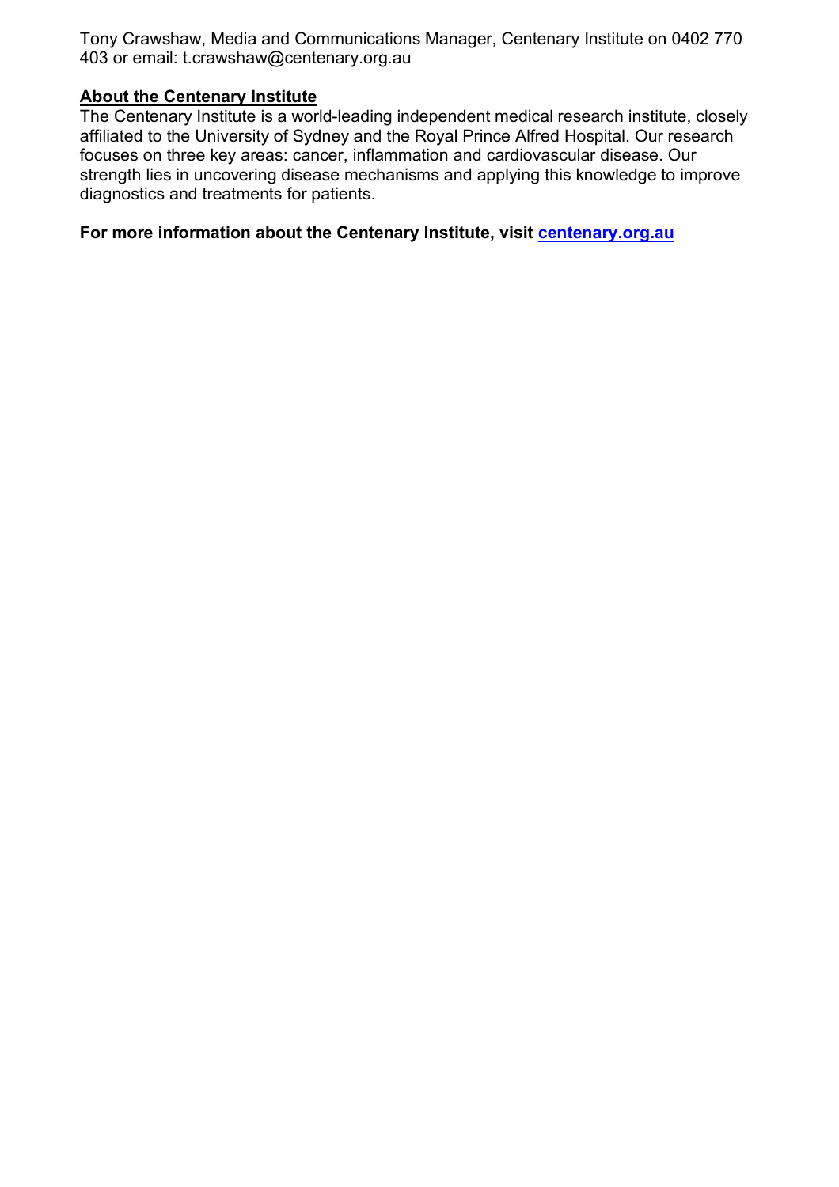Tony Crawshaw, Media and Communications Manager, Centenary Institute on 0402 770 403 or email: t.crawshaw@centenary.org.au

**About the Centenary Institute**

The Centenary Institute is a world-leading independent medical research institute, closely affiliated to the University of Sydney and the Royal Prince Alfred Hospital. Our research focuses on three key areas: cancer, inflammation and cardiovascular disease. Our strength lies in uncovering disease mechanisms and applying this knowledge to improve diagnostics and treatments for patients.

**For more information about the Centenary Institute, visit centenary.org.au**